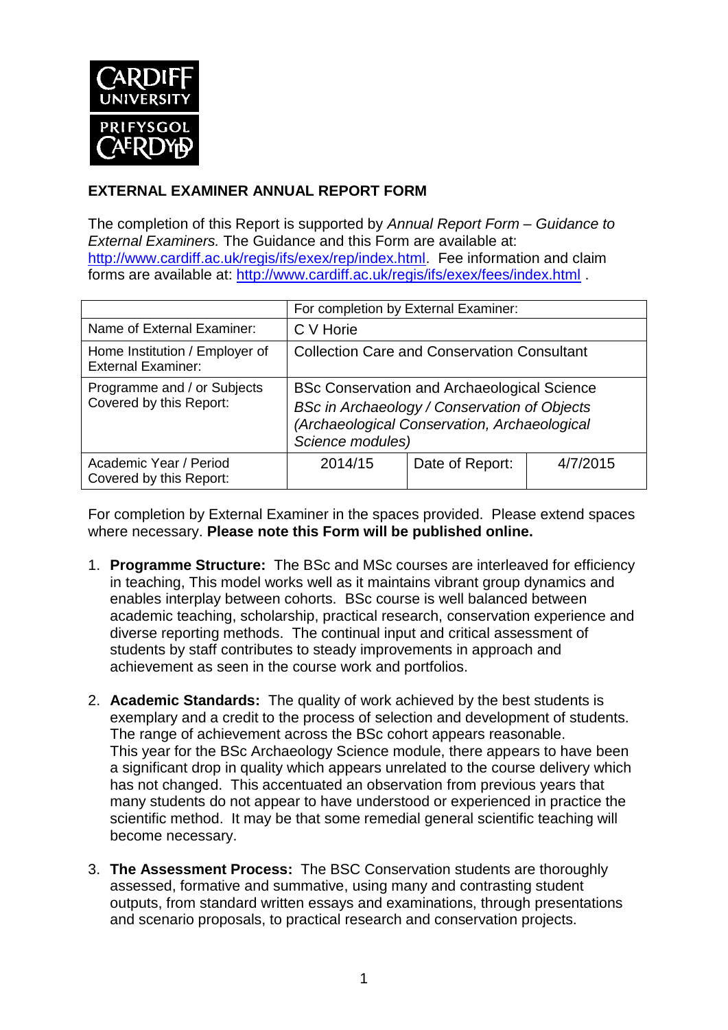## EXTERNAL EXAMINER ANNUAL REPORT FORM

The completion of this Report is supported by *Annual Report Form – Guidance to External Examiners.* The Guidance and this Form are available at: http://www.cardiff.ac.uk/regis/ifs/exex/rep/index.html. Fee information and claim forms are available at: http://www.cardiff.ac.uk/regis/ifs/exex/fees/index.html .

| | For completion by External Examiner: | | |
|---|---|---|---|
| Name of External Examiner: | C V Horie | | |
| Home Institution / Employer of External Examiner: | Collection Care and Conservation Consultant | | |
| Programme and / or Subjects Covered by this Report: | BSc Conservation and Archaeological Science *BSc in Archaeology / Conservation of Objects (Archaeological Conservation, Archaeological Science modules)* | | |
| Academic Year / Period Covered by this Report: | 2014/15 | Date of Report: | 4/7/2015 |

For completion by External Examiner in the spaces provided. Please extend spaces where necessary. **Please note this Form will be published online.**

1. **Programme Structure:** The BSc and MSc courses are interleaved for efficiency in teaching, This model works well as it maintains vibrant group dynamics and enables interplay between cohorts. BSc course is well balanced between academic teaching, scholarship, practical research, conservation experience and diverse reporting methods. The continual input and critical assessment of students by staff contributes to steady improvements in approach and achievement as seen in the course work and portfolios.

2. **Academic Standards:** The quality of work achieved by the best students is exemplary and a credit to the process of selection and development of students. The range of achievement across the BSc cohort appears reasonable. This year for the BSc Archaeology Science module, there appears to have been a significant drop in quality which appears unrelated to the course delivery which has not changed. This accentuated an observation from previous years that many students do not appear to have understood or experienced in practice the scientific method. It may be that some remedial general scientific teaching will become necessary.

3. **The Assessment Process:** The BSC Conservation students are thoroughly assessed, formative and summative, using many and contrasting student outputs, from standard written essays and examinations, through presentations and scenario proposals, to practical research and conservation projects.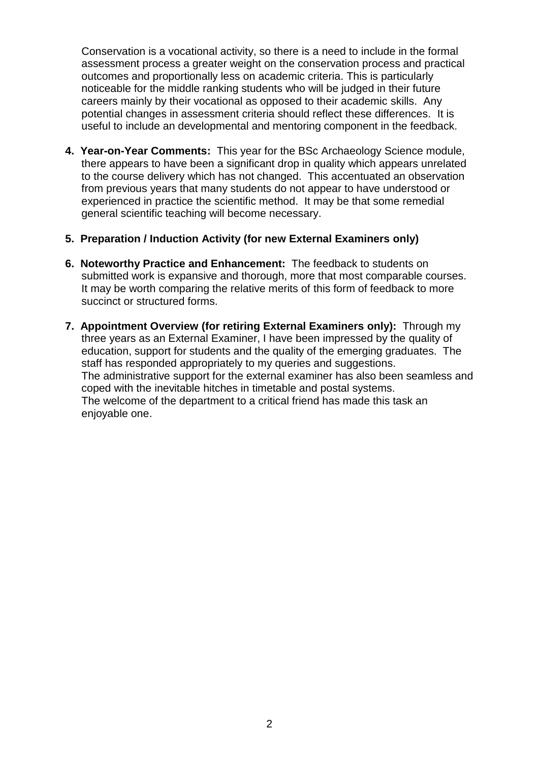Conservation is a vocational activity, so there is a need to include in the formal assessment process a greater weight on the conservation process and practical outcomes and proportionally less on academic criteria. This is particularly noticeable for the middle ranking students who will be judged in their future careers mainly by their vocational as opposed to their academic skills. Any potential changes in assessment criteria should reflect these differences. It is useful to include an developmental and mentoring component in the feedback.

4. **Year-on-Year Comments:** This year for the BSc Archaeology Science module, there appears to have been a significant drop in quality which appears unrelated to the course delivery which has not changed. This accentuated an observation from previous years that many students do not appear to have understood or experienced in practice the scientific method. It may be that some remedial general scientific teaching will become necessary.

5. **Preparation / Induction Activity (for new External Examiners only)**

6. **Noteworthy Practice and Enhancement:** The feedback to students on submitted work is expansive and thorough, more that most comparable courses. It may be worth comparing the relative merits of this form of feedback to more succinct or structured forms.

7. **Appointment Overview (for retiring External Examiners only):** Through my three years as an External Examiner, I have been impressed by the quality of education, support for students and the quality of the emerging graduates. The staff has responded appropriately to my queries and suggestions.
   The administrative support for the external examiner has also been seamless and coped with the inevitable hitches in timetable and postal systems.
   The welcome of the department to a critical friend has made this task an enjoyable one.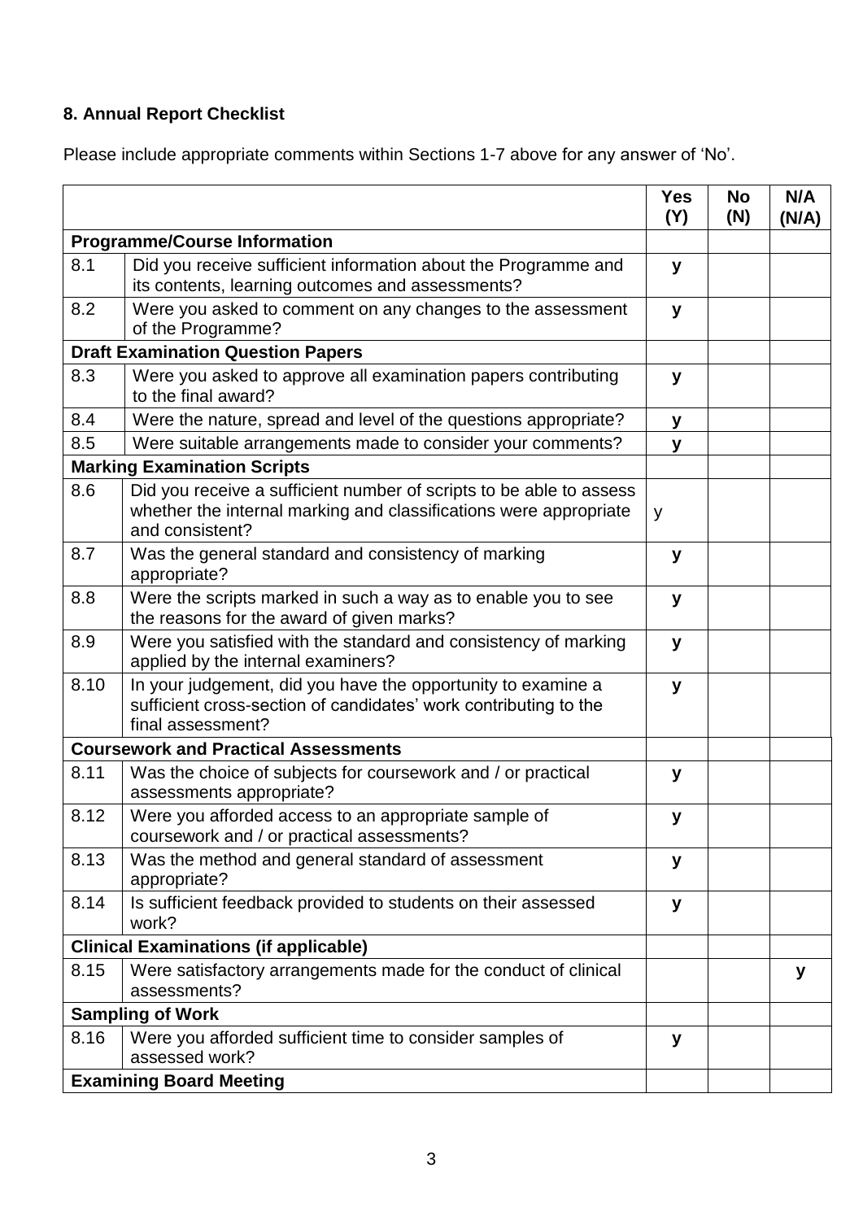**8. Annual Report Checklist**

Please include appropriate comments within Sections 1-7 above for any answer of 'No'.

| | | Yes (Y) | No (N) | N/A (N/A) |
|---|---|---|---|---|
| **Programme/Course Information** | | | | |
| 8.1 | Did you receive sufficient information about the Programme and its contents, learning outcomes and assessments? | y | | |
| 8.2 | Were you asked to comment on any changes to the assessment of the Programme? | y | | |
| **Draft Examination Question Papers** | | | | |
| 8.3 | Were you asked to approve all examination papers contributing to the final award? | y | | |
| 8.4 | Were the nature, spread and level of the questions appropriate? | y | | |
| 8.5 | Were suitable arrangements made to consider your comments? | y | | |
| **Marking Examination Scripts** | | | | |
| 8.6 | Did you receive a sufficient number of scripts to be able to assess whether the internal marking and classifications were appropriate and consistent? | y | | |
| 8.7 | Was the general standard and consistency of marking appropriate? | y | | |
| 8.8 | Were the scripts marked in such a way as to enable you to see the reasons for the award of given marks? | y | | |
| 8.9 | Were you satisfied with the standard and consistency of marking applied by the internal examiners? | y | | |
| 8.10 | In your judgement, did you have the opportunity to examine a sufficient cross-section of candidates' work contributing to the final assessment? | y | | |
| **Coursework and Practical Assessments** | | | | |
| 8.11 | Was the choice of subjects for coursework and / or practical assessments appropriate? | y | | |
| 8.12 | Were you afforded access to an appropriate sample of coursework and / or practical assessments? | y | | |
| 8.13 | Was the method and general standard of assessment appropriate? | y | | |
| 8.14 | Is sufficient feedback provided to students on their assessed work? | y | | |
| **Clinical Examinations (if applicable)** | | | | |
| 8.15 | Were satisfactory arrangements made for the conduct of clinical assessments? | | | y |
| **Sampling of Work** | | | | |
| 8.16 | Were you afforded sufficient time to consider samples of assessed work? | y | | |
| **Examining Board Meeting** | | | | |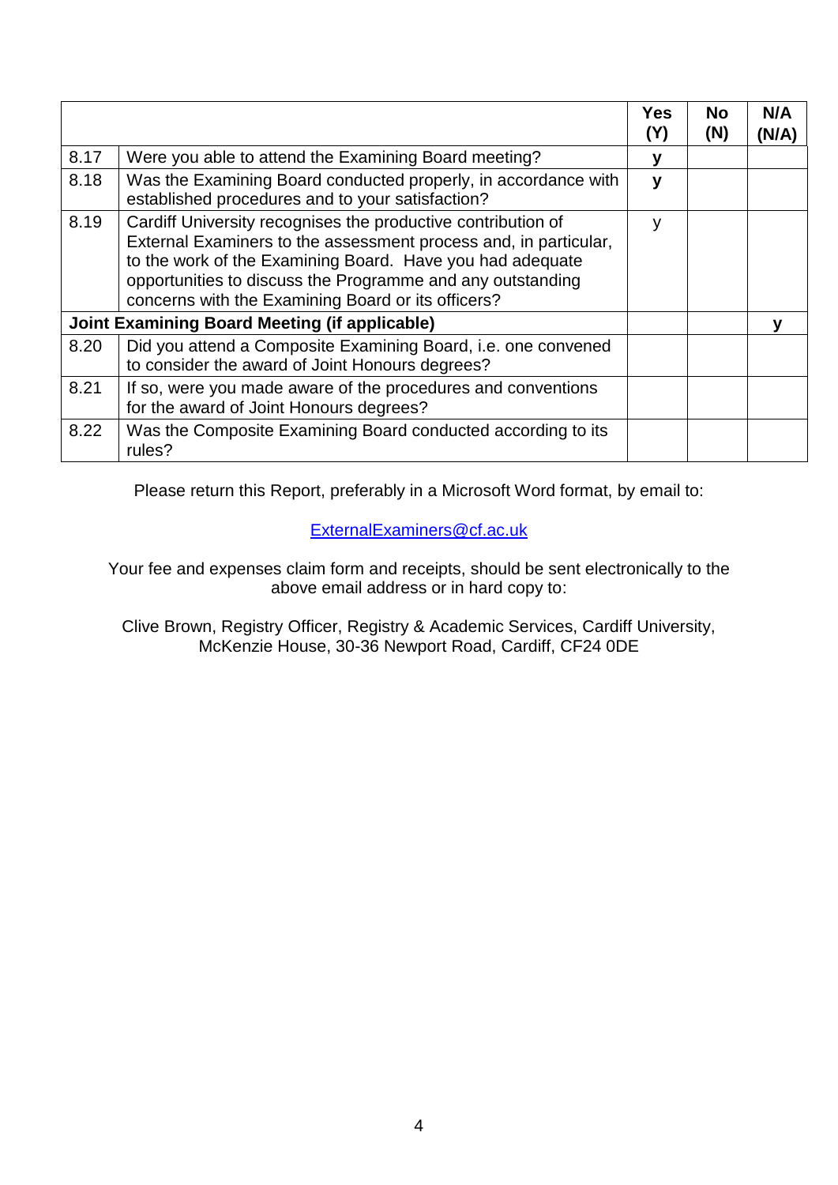| | | Yes (Y) | No (N) | N/A (N/A) |
|---|---|---|---|---|
| 8.17 | Were you able to attend the Examining Board meeting? | **y** | | |
| 8.18 | Was the Examining Board conducted properly, in accordance with established procedures and to your satisfaction? | **y** | | |
| 8.19 | Cardiff University recognises the productive contribution of External Examiners to the assessment process and, in particular, to the work of the Examining Board. Have you had adequate opportunities to discuss the Programme and any outstanding concerns with the Examining Board or its officers? | y | | |
| **Joint Examining Board Meeting (if applicable)** | | | | **y** |
| 8.20 | Did you attend a Composite Examining Board, i.e. one convened to consider the award of Joint Honours degrees? | | | |
| 8.21 | If so, were you made aware of the procedures and conventions for the award of Joint Honours degrees? | | | |
| 8.22 | Was the Composite Examining Board conducted according to its rules? | | | |

Please return this Report, preferably in a Microsoft Word format, by email to:

ExternalExaminers@cf.ac.uk

Your fee and expenses claim form and receipts, should be sent electronically to the above email address or in hard copy to:

Clive Brown, Registry Officer, Registry & Academic Services, Cardiff University, McKenzie House, 30-36 Newport Road, Cardiff, CF24 0DE